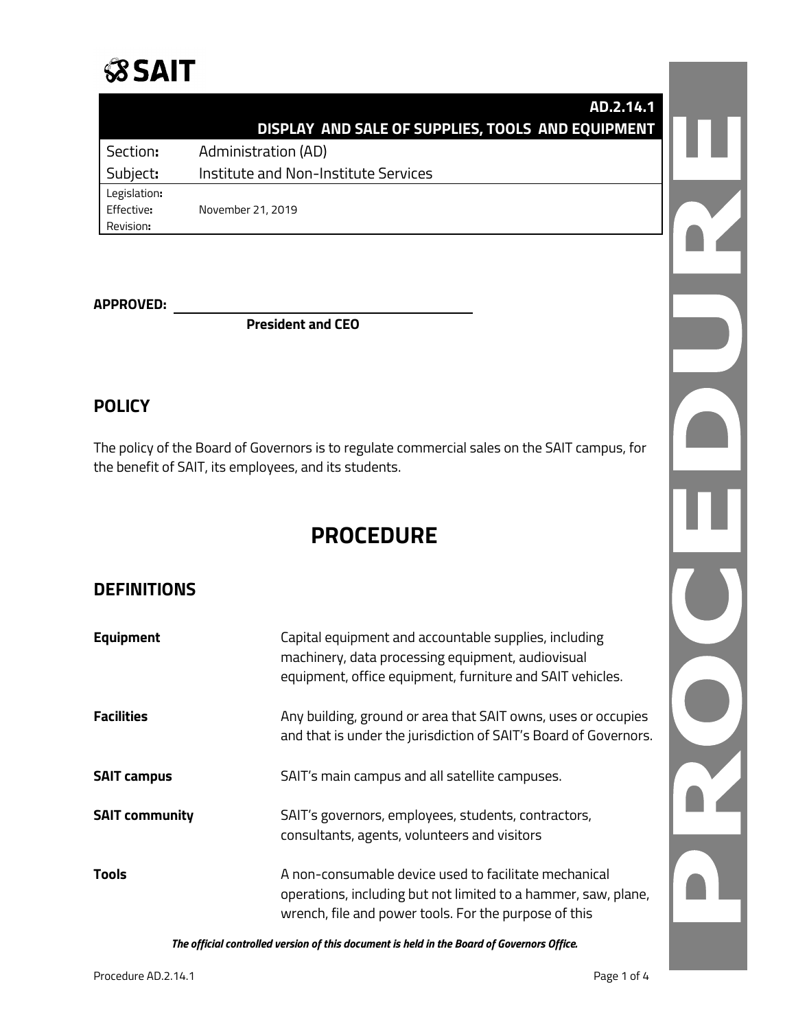SAIT

| | AD.2.14.1 DISPLAY AND SALE OF SUPPLIES, TOOLS AND EQUIPMENT |
|---|---|
| Section: | Administration (AD) |
| Subject: | Institute and Non-Institute Services |
| Legislation: | |
| Effective: | November 21, 2019 |
| Revision: | |

**APPROVED:** ______________________________

**President and CEO**

## POLICY

The policy of the Board of Governors is to regulate commercial sales on the SAIT campus, for the benefit of SAIT, its employees, and its students.

# PROCEDURE

## DEFINITIONS

| | |
|---|---|
| **Equipment** | Capital equipment and accountable supplies, including machinery, data processing equipment, audiovisual equipment, office equipment, furniture and SAIT vehicles. |
| **Facilities** | Any building, ground or area that SAIT owns, uses or occupies and that is under the jurisdiction of SAIT's Board of Governors. |
| **SAIT campus** | SAIT's main campus and all satellite campuses. |
| **SAIT community** | SAIT's governors, employees, students, contractors, consultants, agents, volunteers and visitors |
| **Tools** | A non-consumable device used to facilitate mechanical operations, including but not limited to a hammer, saw, plane, wrench, file and power tools. For the purpose of this |

***The official controlled version of this document is held in the Board of Governors Office.***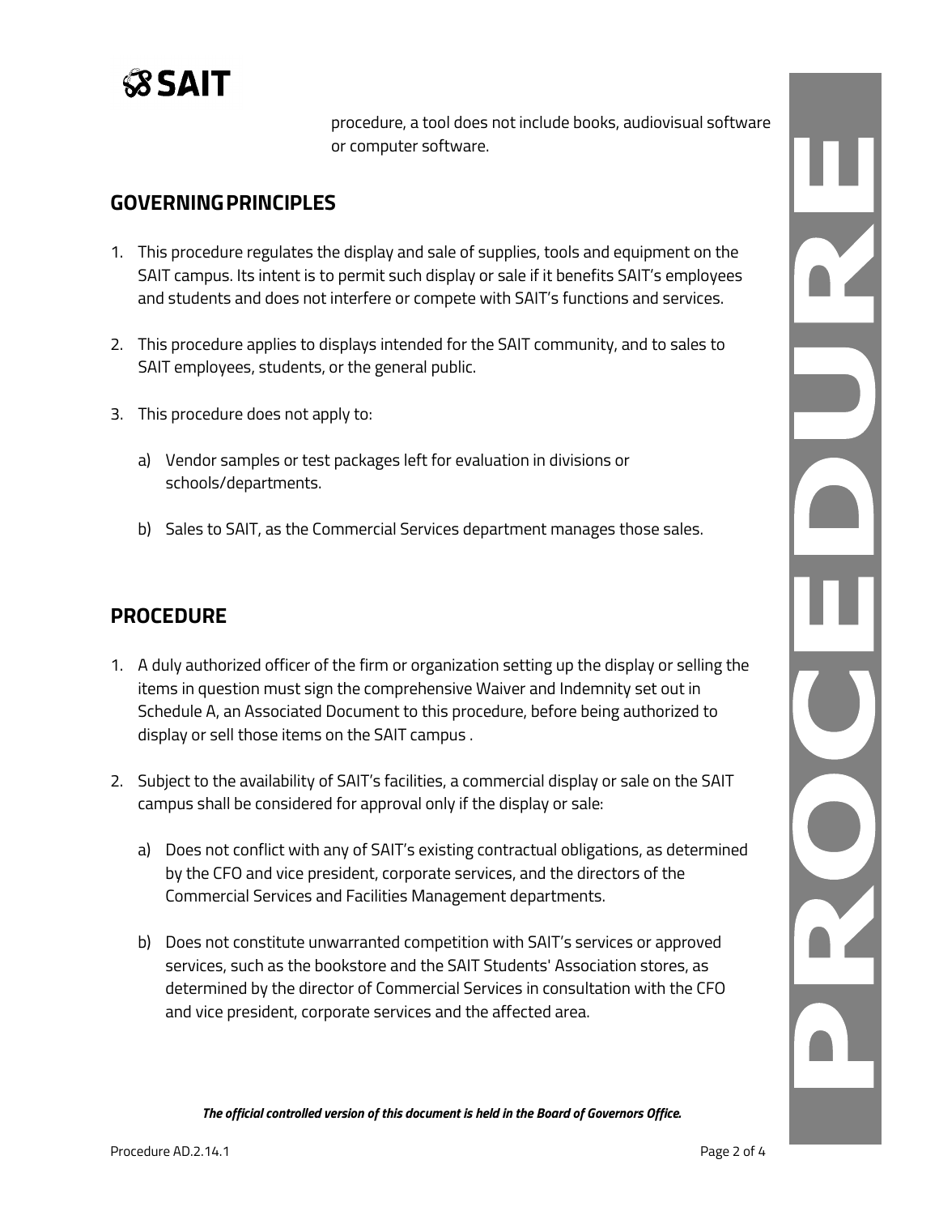procedure, a tool does not include books, audiovisual software or computer software.

## GOVERNING PRINCIPLES

1. This procedure regulates the display and sale of supplies, tools and equipment on the SAIT campus. Its intent is to permit such display or sale if it benefits SAIT's employees and students and does not interfere or compete with SAIT's functions and services.

2. This procedure applies to displays intended for the SAIT community, and to sales to SAIT employees, students, or the general public.

3. This procedure does not apply to:

   a) Vendor samples or test packages left for evaluation in divisions or schools/departments.

   b) Sales to SAIT, as the Commercial Services department manages those sales.

## PROCEDURE

1. A duly authorized officer of the firm or organization setting up the display or selling the items in question must sign the comprehensive Waiver and Indemnity set out in Schedule A, an Associated Document to this procedure, before being authorized to display or sell those items on the SAIT campus .

2. Subject to the availability of SAIT's facilities, a commercial display or sale on the SAIT campus shall be considered for approval only if the display or sale:

   a) Does not conflict with any of SAIT's existing contractual obligations, as determined by the CFO and vice president, corporate services, and the directors of the Commercial Services and Facilities Management departments.

   b) Does not constitute unwarranted competition with SAIT's services or approved services, such as the bookstore and the SAIT Students' Association stores, as determined by the director of Commercial Services in consultation with the CFO and vice president, corporate services and the affected area.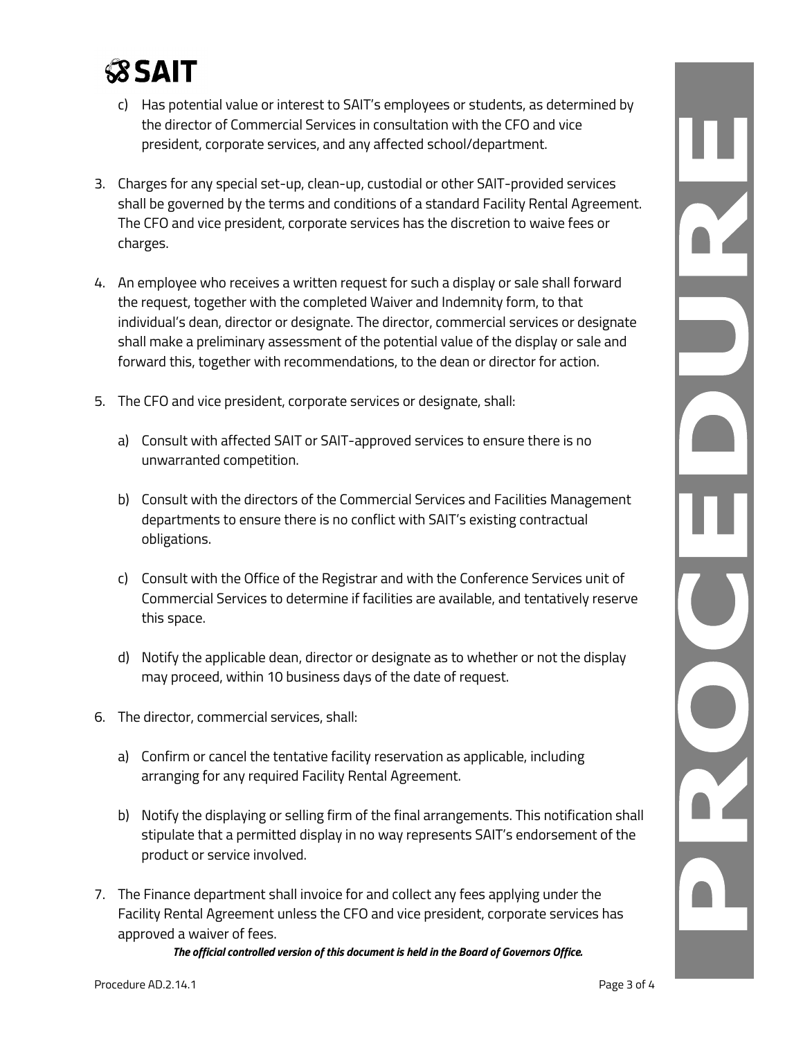c) Has potential value or interest to SAIT's employees or students, as determined by the director of Commercial Services in consultation with the CFO and vice president, corporate services, and any affected school/department.

3. Charges for any special set-up, clean-up, custodial or other SAIT-provided services shall be governed by the terms and conditions of a standard Facility Rental Agreement. The CFO and vice president, corporate services has the discretion to waive fees or charges.

4. An employee who receives a written request for such a display or sale shall forward the request, together with the completed Waiver and Indemnity form, to that individual's dean, director or designate. The director, commercial services or designate shall make a preliminary assessment of the potential value of the display or sale and forward this, together with recommendations, to the dean or director for action.

5. The CFO and vice president, corporate services or designate, shall:

   a) Consult with affected SAIT or SAIT-approved services to ensure there is no unwarranted competition.

   b) Consult with the directors of the Commercial Services and Facilities Management departments to ensure there is no conflict with SAIT's existing contractual obligations.

   c) Consult with the Office of the Registrar and with the Conference Services unit of Commercial Services to determine if facilities are available, and tentatively reserve this space.

   d) Notify the applicable dean, director or designate as to whether or not the display may proceed, within 10 business days of the date of request.

6. The director, commercial services, shall:

   a) Confirm or cancel the tentative facility reservation as applicable, including arranging for any required Facility Rental Agreement.

   b) Notify the displaying or selling firm of the final arrangements. This notification shall stipulate that a permitted display in no way represents SAIT's endorsement of the product or service involved.

7. The Finance department shall invoice for and collect any fees applying under the Facility Rental Agreement unless the CFO and vice president, corporate services has approved a waiver of fees.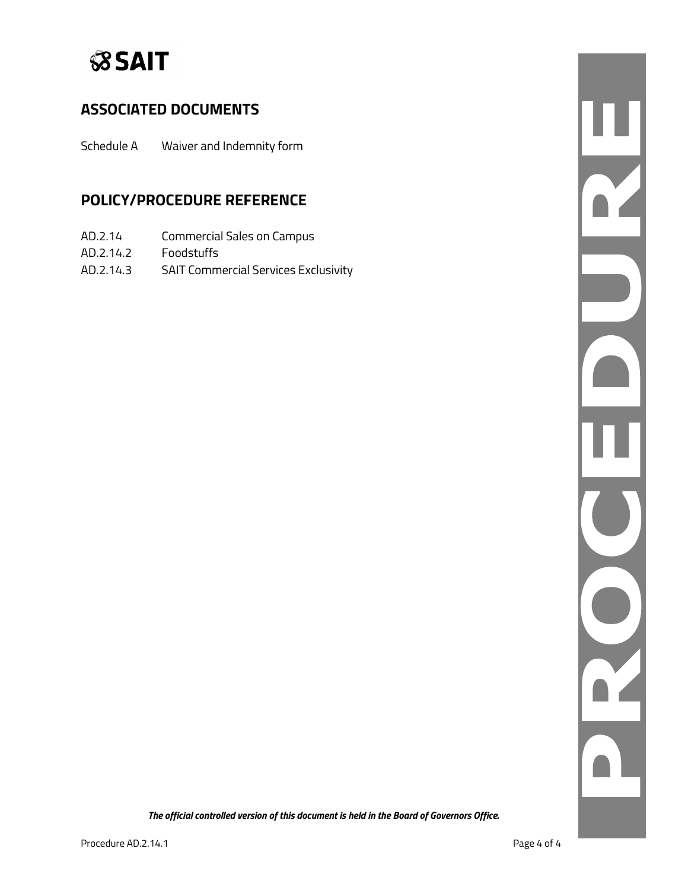## ASSOCIATED DOCUMENTS

| | |
|---|---|
| Schedule A | Waiver and Indemnity form |

## POLICY/PROCEDURE REFERENCE

| | |
|---|---|
| AD.2.14 | Commercial Sales on Campus |
| AD.2.14.2 | Foodstuffs |
| AD.2.14.3 | SAIT Commercial Services Exclusivity |

***The official controlled version of this document is held in the Board of Governors Office.***